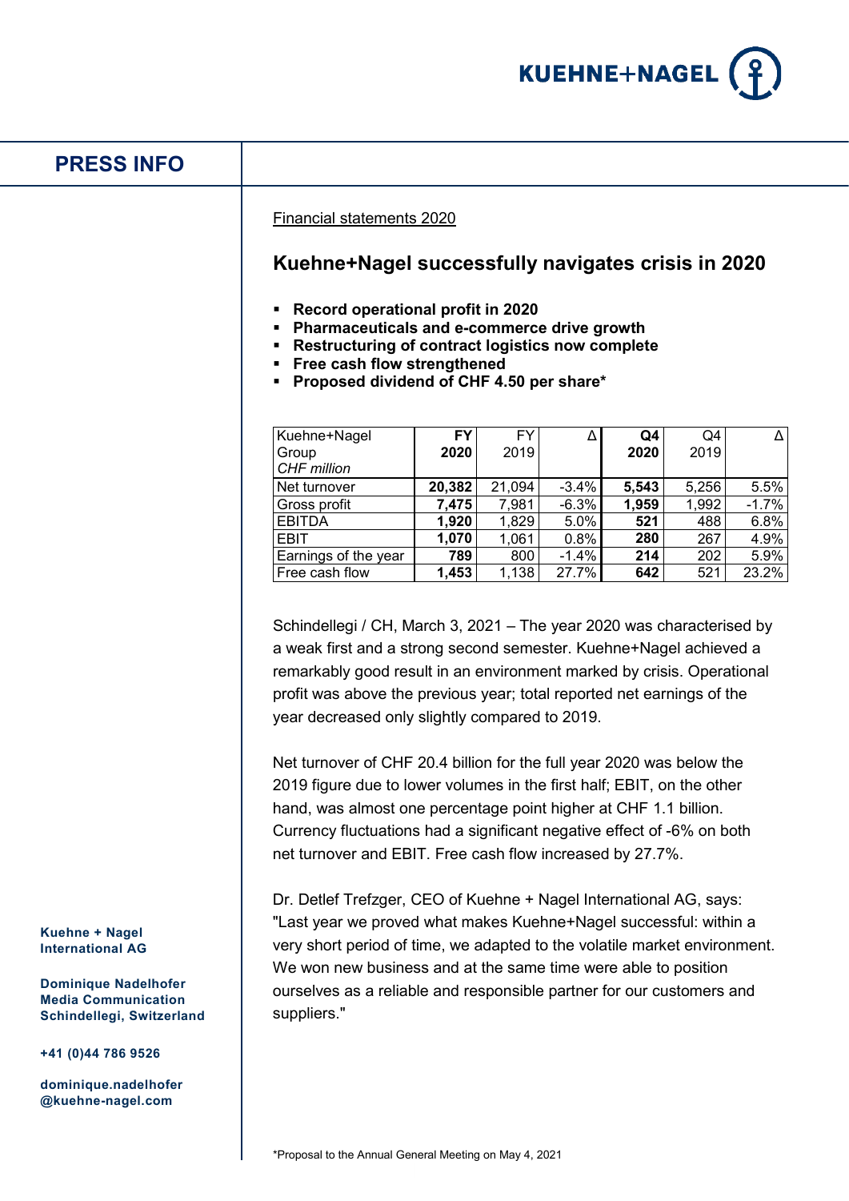KUEHNE+NAGEL

# PRESS INFO

Financial statements 2020

## Kuehne+Nagel successfully navigates crisis in 2020

- **Record operational profit in 2020**
- **Pharmaceuticals and e-commerce drive growth**
- **Restructuring of contract logistics now complete**
- **Free cash flow strengthened**
- **Proposed dividend of CHF 4.50 per share***

| Kuehne+Nagel Group *CHF million* | **FY 2020** | FY 2019 | Δ | **Q4 2020** | Q4 2019 | Δ |
|---|---|---|---|---|---|---|
| Net turnover | **20,382** | 21,094 | -3.4% | **5,543** | 5,256 | 5.5% |
| Gross profit | **7,475** | 7,981 | -6.3% | **1,959** | 1,992 | -1.7% |
| EBITDA | **1,920** | 1,829 | 5.0% | **521** | 488 | 6.8% |
| EBIT | **1,070** | 1,061 | 0.8% | **280** | 267 | 4.9% |
| Earnings of the year | **789** | 800 | -1.4% | **214** | 202 | 5.9% |
| Free cash flow | **1,453** | 1,138 | 27.7% | **642** | 521 | 23.2% |

Schindellegi / CH, March 3, 2021 – The year 2020 was characterised by a weak first and a strong second semester. Kuehne+Nagel achieved a remarkably good result in an environment marked by crisis. Operational profit was above the previous year; total reported net earnings of the year decreased only slightly compared to 2019.

Net turnover of CHF 20.4 billion for the full year 2020 was below the 2019 figure due to lower volumes in the first half; EBIT, on the other hand, was almost one percentage point higher at CHF 1.1 billion. Currency fluctuations had a significant negative effect of -6% on both net turnover and EBIT. Free cash flow increased by 27.7%.

Dr. Detlef Trefzger, CEO of Kuehne + Nagel International AG, says: "Last year we proved what makes Kuehne+Nagel successful: within a very short period of time, we adapted to the volatile market environment. We won new business and at the same time were able to position ourselves as a reliable and responsible partner for our customers and suppliers."

**Kuehne + Nagel International AG**

**Dominique Nadelhofer**
**Media Communication**
**Schindellegi, Switzerland**

**+41 (0)44 786 9526**

**dominique.nadelhofer@kuehne-nagel.com**

*Proposal to the Annual General Meeting on May 4, 2021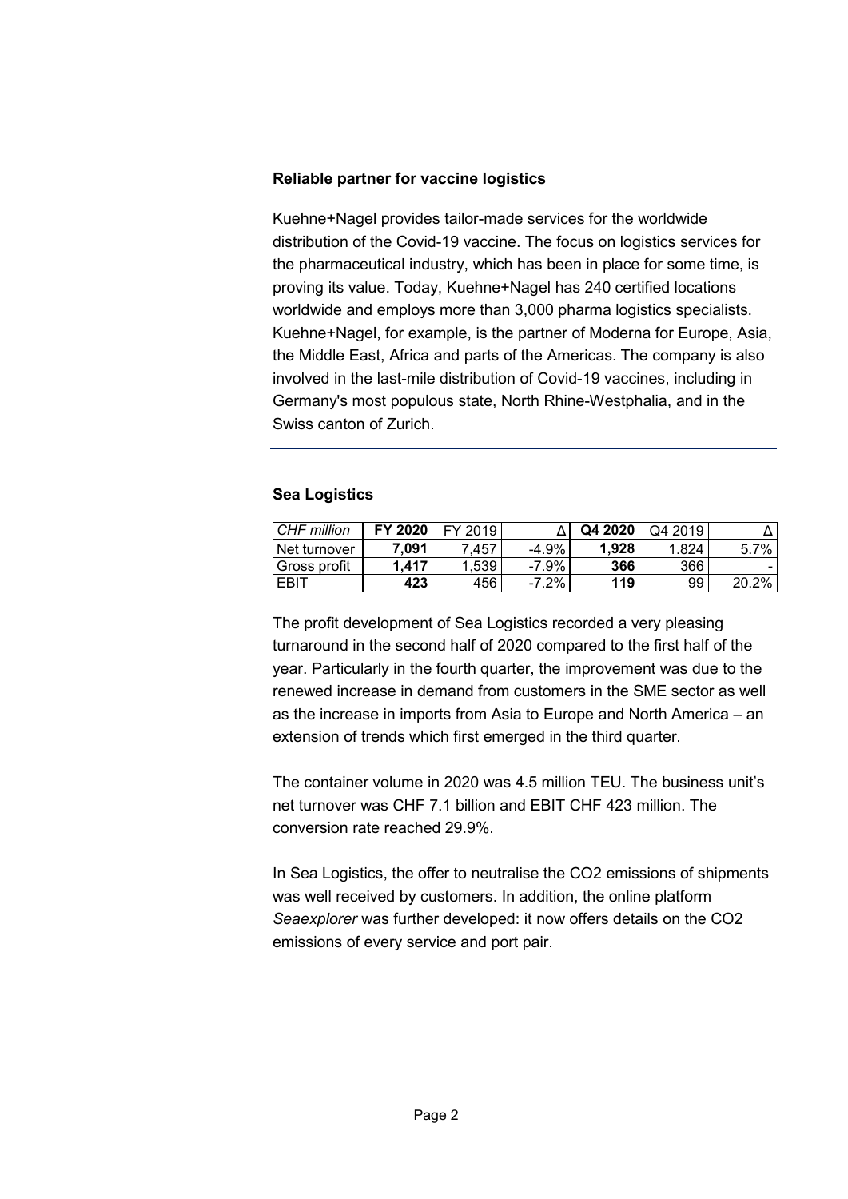**Reliable partner for vaccine logistics**

Kuehne+Nagel provides tailor-made services for the worldwide distribution of the Covid-19 vaccine. The focus on logistics services for the pharmaceutical industry, which has been in place for some time, is proving its value. Today, Kuehne+Nagel has 240 certified locations worldwide and employs more than 3,000 pharma logistics specialists. Kuehne+Nagel, for example, is the partner of Moderna for Europe, Asia, the Middle East, Africa and parts of the Americas. The company is also involved in the last-mile distribution of Covid-19 vaccines, including in Germany's most populous state, North Rhine-Westphalia, and in the Swiss canton of Zurich.

**Sea Logistics**

| *CHF million* | **FY 2020** | FY 2019 | Δ | **Q4 2020** | Q4 2019 | Δ |
|---|---|---|---|---|---|---|
| Net turnover | **7,091** | 7,457 | -4.9% | **1,928** | 1.824 | 5.7% |
| Gross profit | **1,417** | 1,539 | -7.9% | **366** | 366 | - |
| EBIT | **423** | 456 | -7.2% | **119** | 99 | 20.2% |

The profit development of Sea Logistics recorded a very pleasing turnaround in the second half of 2020 compared to the first half of the year. Particularly in the fourth quarter, the improvement was due to the renewed increase in demand from customers in the SME sector as well as the increase in imports from Asia to Europe and North America – an extension of trends which first emerged in the third quarter.

The container volume in 2020 was 4.5 million TEU. The business unit's net turnover was CHF 7.1 billion and EBIT CHF 423 million. The conversion rate reached 29.9%.

In Sea Logistics, the offer to neutralise the CO2 emissions of shipments was well received by customers. In addition, the online platform *Seaexplorer* was further developed: it now offers details on the CO2 emissions of every service and port pair.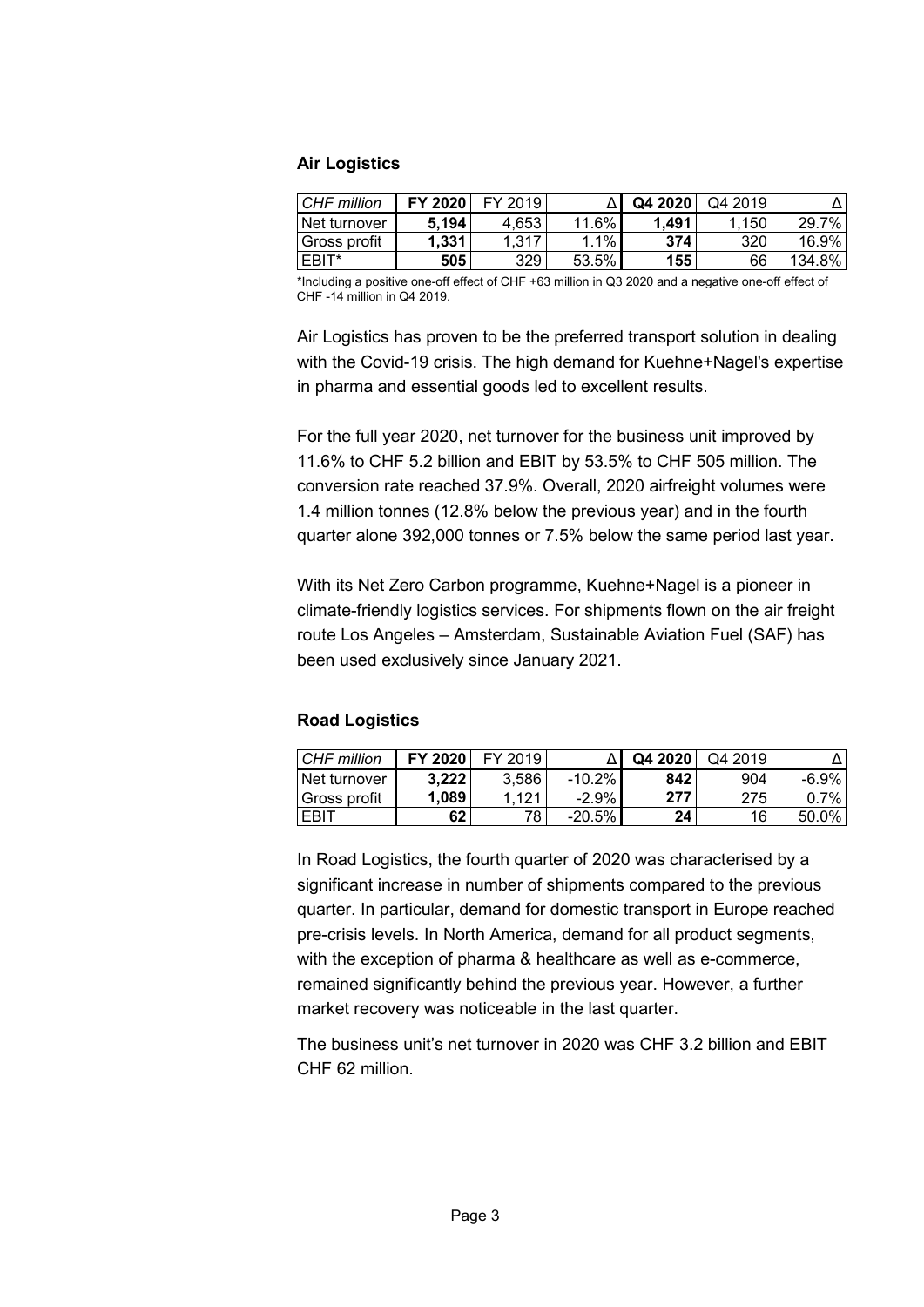### Air Logistics

| *CHF million* | **FY 2020** | FY 2019 | Δ | **Q4 2020** | Q4 2019 | Δ |
|---|---|---|---|---|---|---|
| Net turnover | **5,194** | 4,653 | 11.6% | **1,491** | 1,150 | 29.7% |
| Gross profit | **1,331** | 1,317 | 1.1% | **374** | 320 | 16.9% |
| EBIT* | **505** | 329 | 53.5% | **155** | 66 | 134.8% |

*Including a positive one-off effect of CHF +63 million in Q3 2020 and a negative one-off effect of CHF -14 million in Q4 2019.

Air Logistics has proven to be the preferred transport solution in dealing with the Covid-19 crisis. The high demand for Kuehne+Nagel's expertise in pharma and essential goods led to excellent results.

For the full year 2020, net turnover for the business unit improved by 11.6% to CHF 5.2 billion and EBIT by 53.5% to CHF 505 million. The conversion rate reached 37.9%. Overall, 2020 airfreight volumes were 1.4 million tonnes (12.8% below the previous year) and in the fourth quarter alone 392,000 tonnes or 7.5% below the same period last year.

With its Net Zero Carbon programme, Kuehne+Nagel is a pioneer in climate-friendly logistics services. For shipments flown on the air freight route Los Angeles – Amsterdam, Sustainable Aviation Fuel (SAF) has been used exclusively since January 2021.

### Road Logistics

| *CHF million* | **FY 2020** | FY 2019 | Δ | **Q4 2020** | Q4 2019 | Δ |
|---|---|---|---|---|---|---|
| Net turnover | **3,222** | 3,586 | -10.2% | **842** | 904 | -6.9% |
| Gross profit | **1,089** | 1,121 | -2.9% | **277** | 275 | 0.7% |
| EBIT | **62** | 78 | -20.5% | **24** | 16 | 50.0% |

In Road Logistics, the fourth quarter of 2020 was characterised by a significant increase in number of shipments compared to the previous quarter. In particular, demand for domestic transport in Europe reached pre-crisis levels. In North America, demand for all product segments, with the exception of pharma & healthcare as well as e-commerce, remained significantly behind the previous year. However, a further market recovery was noticeable in the last quarter.

The business unit's net turnover in 2020 was CHF 3.2 billion and EBIT CHF 62 million.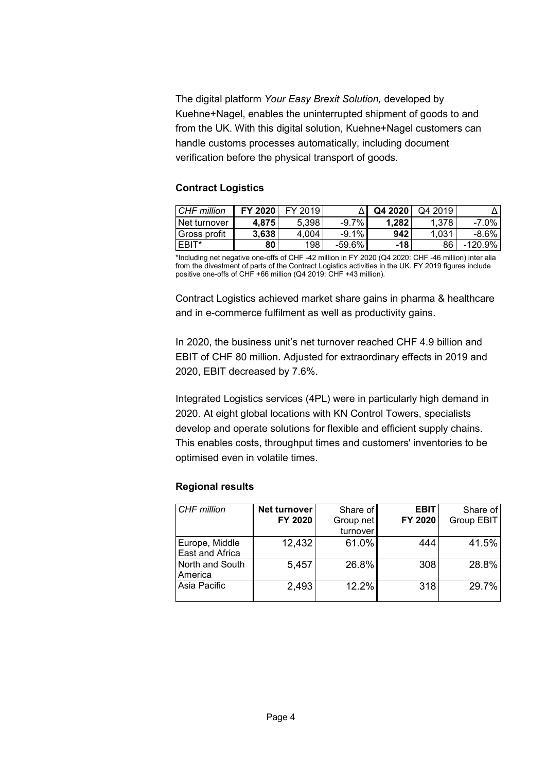The digital platform *Your Easy Brexit Solution,* developed by Kuehne+Nagel, enables the uninterrupted shipment of goods to and from the UK. With this digital solution, Kuehne+Nagel customers can handle customs processes automatically, including document verification before the physical transport of goods.

### Contract Logistics

| *CHF million* | **FY 2020** | FY 2019 | Δ | **Q4 2020** | Q4 2019 | Δ |
|---|---|---|---|---|---|---|
| Net turnover | **4,875** | 5,398 | -9.7% | **1,282** | 1,378 | -7.0% |
| Gross profit | **3,638** | 4,004 | -9.1% | **942** | 1,031 | -8.6% |
| EBIT* | **80** | 198 | -59.6% | **-18** | 86 | -120.9% |

*Including net negative one-offs of CHF -42 million in FY 2020 (Q4 2020: CHF -46 million) inter alia from the divestment of parts of the Contract Logistics activities in the UK. FY 2019 figures include positive one-offs of CHF +66 million (Q4 2019: CHF +43 million).

Contract Logistics achieved market share gains in pharma & healthcare and in e-commerce fulfilment as well as productivity gains.

In 2020, the business unit's net turnover reached CHF 4.9 billion and EBIT of CHF 80 million. Adjusted for extraordinary effects in 2019 and 2020, EBIT decreased by 7.6%.

Integrated Logistics services (4PL) were in particularly high demand in 2020. At eight global locations with KN Control Towers, specialists develop and operate solutions for flexible and efficient supply chains. This enables costs, throughput times and customers' inventories to be optimised even in volatile times.

### Regional results

| *CHF million* | **Net turnover FY 2020** | Share of Group net turnover | **EBIT FY 2020** | Share of Group EBIT |
|---|---|---|---|---|
| Europe, Middle East and Africa | 12,432 | 61.0% | 444 | 41.5% |
| North and South America | 5,457 | 26.8% | 308 | 28.8% |
| Asia Pacific | 2,493 | 12.2% | 318 | 29.7% |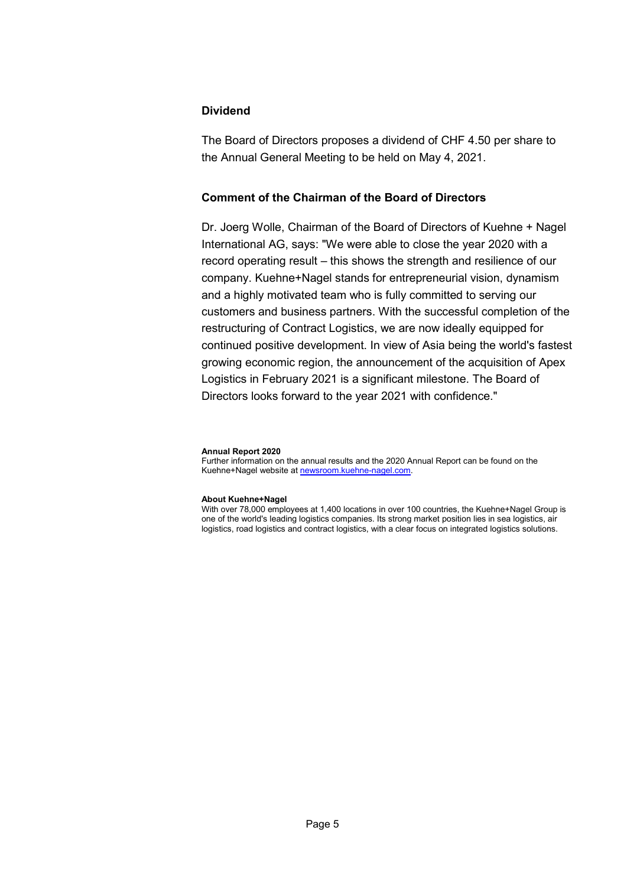## Dividend

The Board of Directors proposes a dividend of CHF 4.50 per share to the Annual General Meeting to be held on May 4, 2021.

## Comment of the Chairman of the Board of Directors

Dr. Joerg Wolle, Chairman of the Board of Directors of Kuehne + Nagel International AG, says: "We were able to close the year 2020 with a record operating result – this shows the strength and resilience of our company. Kuehne+Nagel stands for entrepreneurial vision, dynamism and a highly motivated team who is fully committed to serving our customers and business partners. With the successful completion of the restructuring of Contract Logistics, we are now ideally equipped for continued positive development. In view of Asia being the world's fastest growing economic region, the announcement of the acquisition of Apex Logistics in February 2021 is a significant milestone. The Board of Directors looks forward to the year 2021 with confidence."

**Annual Report 2020**
Further information on the annual results and the 2020 Annual Report can be found on the Kuehne+Nagel website at newsroom.kuehne-nagel.com.

**About Kuehne+Nagel**
With over 78,000 employees at 1,400 locations in over 100 countries, the Kuehne+Nagel Group is one of the world's leading logistics companies. Its strong market position lies in sea logistics, air logistics, road logistics and contract logistics, with a clear focus on integrated logistics solutions.